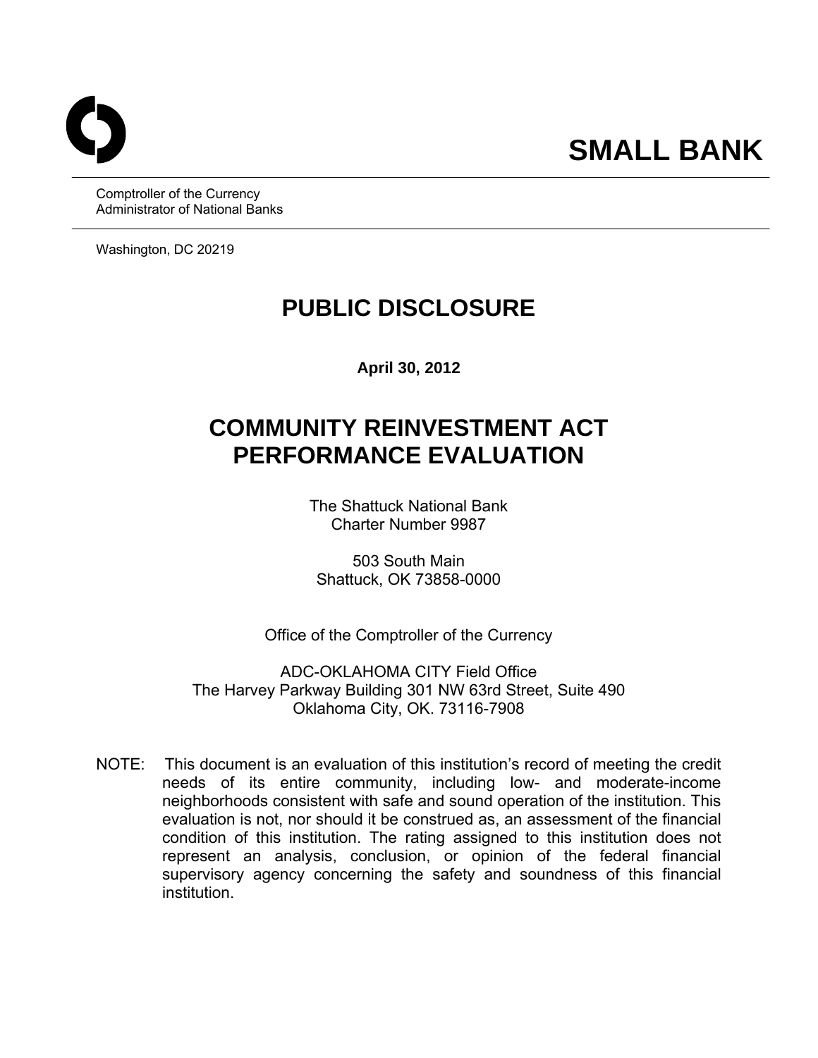# SMALL BANK

Comptroller of the Currency
Administrator of National Banks

Washington, DC 20219

## PUBLIC DISCLOSURE

**April 30, 2012**

## COMMUNITY REINVESTMENT ACT PERFORMANCE EVALUATION

The Shattuck National Bank
Charter Number 9987

503 South Main
Shattuck, OK 73858-0000

Office of the Comptroller of the Currency

ADC-OKLAHOMA CITY Field Office
The Harvey Parkway Building 301 NW 63rd Street, Suite 490
Oklahoma City, OK. 73116-7908

NOTE: This document is an evaluation of this institution's record of meeting the credit needs of its entire community, including low- and moderate-income neighborhoods consistent with safe and sound operation of the institution. This evaluation is not, nor should it be construed as, an assessment of the financial condition of this institution. The rating assigned to this institution does not represent an analysis, conclusion, or opinion of the federal financial supervisory agency concerning the safety and soundness of this financial institution.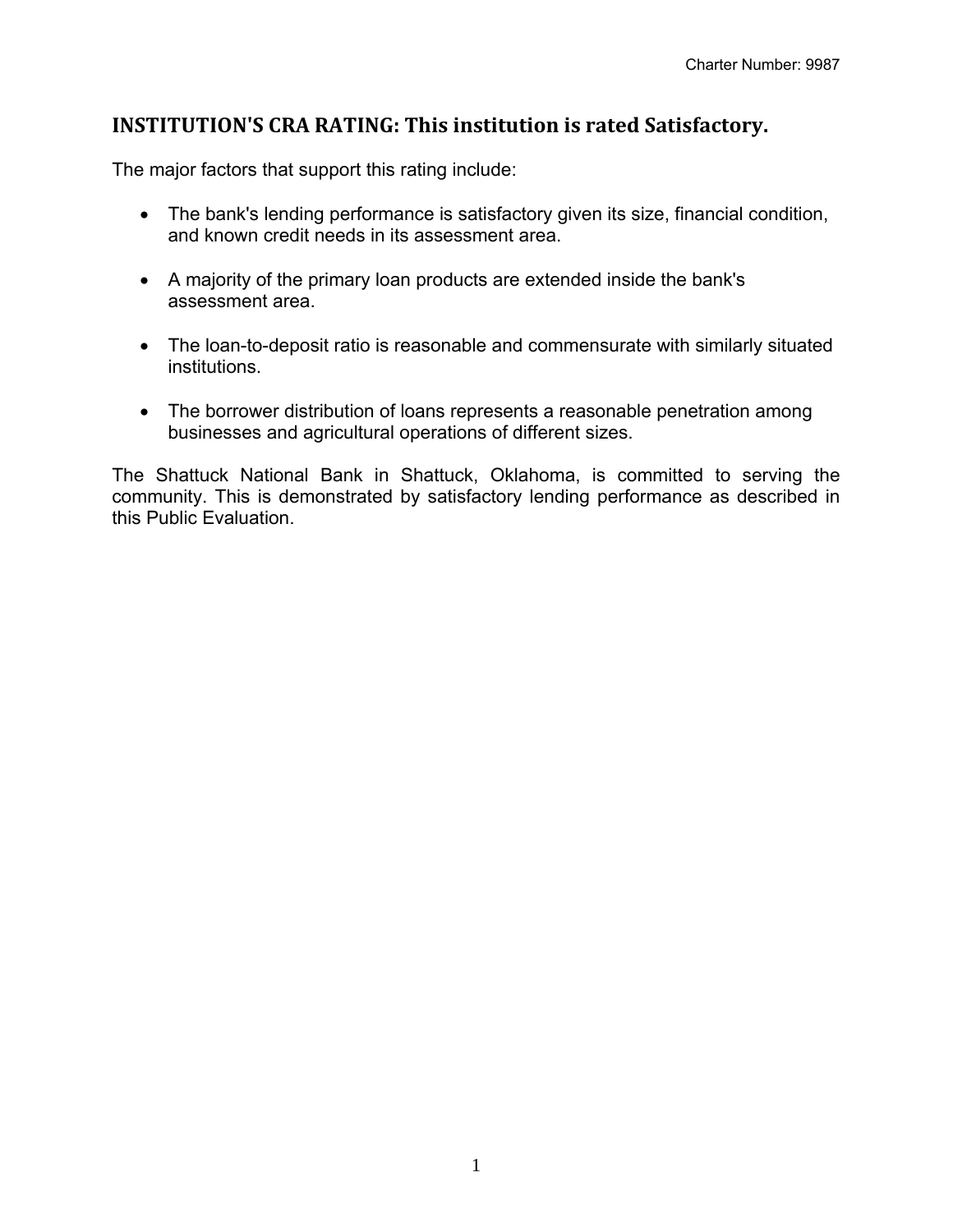## INSTITUTION'S CRA RATING: This institution is rated Satisfactory.

The major factors that support this rating include:

- The bank's lending performance is satisfactory given its size, financial condition, and known credit needs in its assessment area.
- A majority of the primary loan products are extended inside the bank's assessment area.
- The loan-to-deposit ratio is reasonable and commensurate with similarly situated institutions.
- The borrower distribution of loans represents a reasonable penetration among businesses and agricultural operations of different sizes.

The Shattuck National Bank in Shattuck, Oklahoma, is committed to serving the community. This is demonstrated by satisfactory lending performance as described in this Public Evaluation.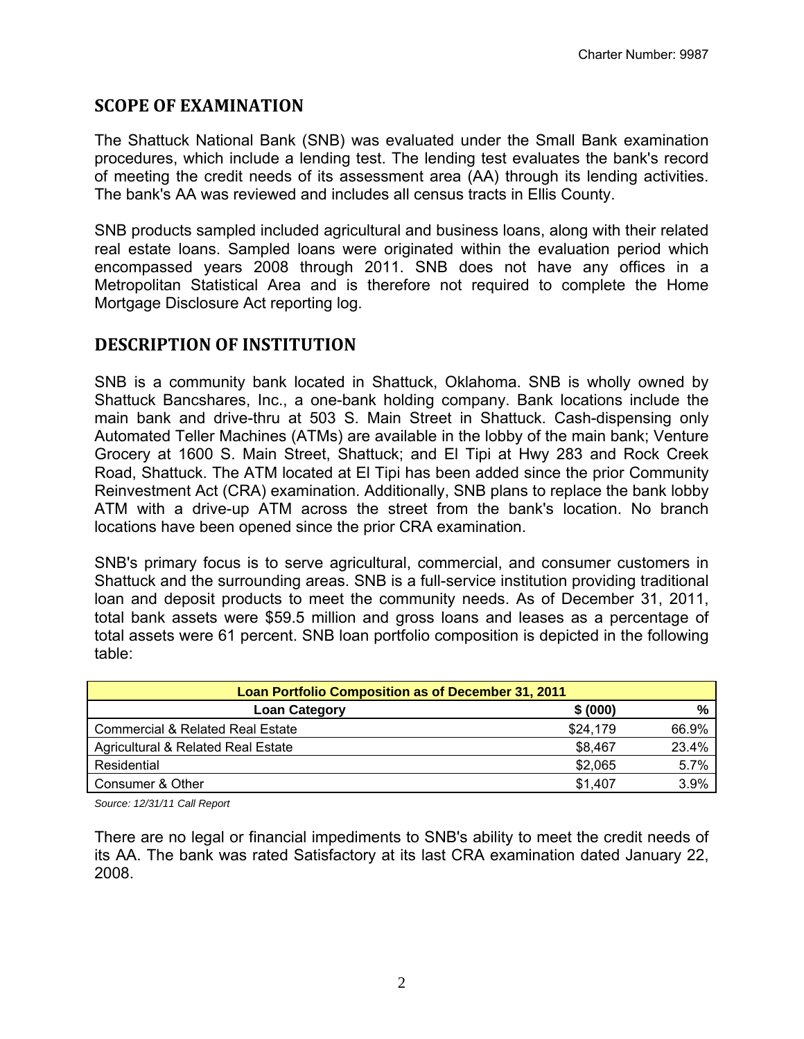## SCOPE OF EXAMINATION

The Shattuck National Bank (SNB) was evaluated under the Small Bank examination procedures, which include a lending test. The lending test evaluates the bank's record of meeting the credit needs of its assessment area (AA) through its lending activities. The bank's AA was reviewed and includes all census tracts in Ellis County.

SNB products sampled included agricultural and business loans, along with their related real estate loans. Sampled loans were originated within the evaluation period which encompassed years 2008 through 2011. SNB does not have any offices in a Metropolitan Statistical Area and is therefore not required to complete the Home Mortgage Disclosure Act reporting log.

## DESCRIPTION OF INSTITUTION

SNB is a community bank located in Shattuck, Oklahoma. SNB is wholly owned by Shattuck Bancshares, Inc., a one-bank holding company. Bank locations include the main bank and drive-thru at 503 S. Main Street in Shattuck. Cash-dispensing only Automated Teller Machines (ATMs) are available in the lobby of the main bank; Venture Grocery at 1600 S. Main Street, Shattuck; and El Tipi at Hwy 283 and Rock Creek Road, Shattuck. The ATM located at El Tipi has been added since the prior Community Reinvestment Act (CRA) examination. Additionally, SNB plans to replace the bank lobby ATM with a drive-up ATM across the street from the bank's location. No branch locations have been opened since the prior CRA examination.

SNB's primary focus is to serve agricultural, commercial, and consumer customers in Shattuck and the surrounding areas. SNB is a full-service institution providing traditional loan and deposit products to meet the community needs. As of December 31, 2011, total bank assets were $59.5 million and gross loans and leases as a percentage of total assets were 61 percent. SNB loan portfolio composition is depicted in the following table:

| Loan Portfolio Composition as of December 31, 2011 | | |
|---|---|---|
| **Loan Category** | **$ (000)** | **%** |
| Commercial & Related Real Estate | $24,179 | 66.9% |
| Agricultural & Related Real Estate | $8,467 | 23.4% |
| Residential | $2,065 | 5.7% |
| Consumer & Other | $1,407 | 3.9% |

*Source: 12/31/11 Call Report*

There are no legal or financial impediments to SNB's ability to meet the credit needs of its AA. The bank was rated Satisfactory at its last CRA examination dated January 22, 2008.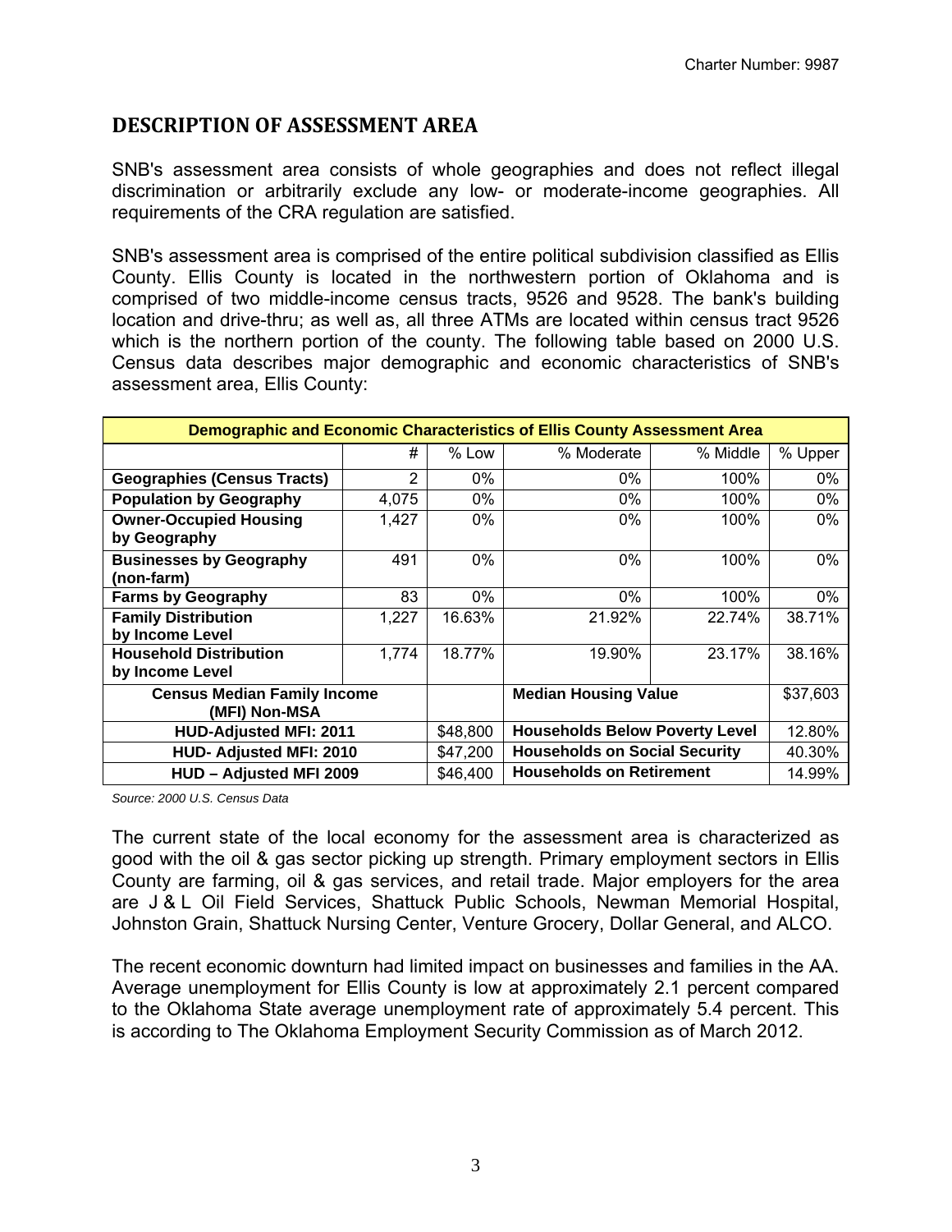## DESCRIPTION OF ASSESSMENT AREA

SNB's assessment area consists of whole geographies and does not reflect illegal discrimination or arbitrarily exclude any low- or moderate-income geographies. All requirements of the CRA regulation are satisfied.

SNB's assessment area is comprised of the entire political subdivision classified as Ellis County. Ellis County is located in the northwestern portion of Oklahoma and is comprised of two middle-income census tracts, 9526 and 9528. The bank's building location and drive-thru; as well as, all three ATMs are located within census tract 9526 which is the northern portion of the county. The following table based on 2000 U.S. Census data describes major demographic and economic characteristics of SNB's assessment area, Ellis County:

| Demographic and Economic Characteristics of Ellis County Assessment Area | | | | | |
|---|---|---|---|---|---|
| | # | % Low | % Moderate | % Middle | % Upper |
| **Geographies (Census Tracts)** | 2 | 0% | 0% | 100% | 0% |
| **Population by Geography** | 4,075 | 0% | 0% | 100% | 0% |
| **Owner-Occupied Housing by Geography** | 1,427 | 0% | 0% | 100% | 0% |
| **Businesses by Geography (non-farm)** | 491 | 0% | 0% | 100% | 0% |
| **Farms by Geography** | 83 | 0% | 0% | 100% | 0% |
| **Family Distribution by Income Level** | 1,227 | 16.63% | 21.92% | 22.74% | 38.71% |
| **Household Distribution by Income Level** | 1,774 | 18.77% | 19.90% | 23.17% | 38.16% |
| **Census Median Family Income (MFI) Non-MSA** | | | **Median Housing Value** | | $37,603 |
| **HUD-Adjusted MFI: 2011** | | $48,800 | **Households Below Poverty Level** | | 12.80% |
| **HUD- Adjusted MFI: 2010** | | $47,200 | **Households on Social Security** | | 40.30% |
| **HUD – Adjusted MFI 2009** | | $46,400 | **Households on Retirement** | | 14.99% |

*Source: 2000 U.S. Census Data*

The current state of the local economy for the assessment area is characterized as good with the oil & gas sector picking up strength. Primary employment sectors in Ellis County are farming, oil & gas services, and retail trade. Major employers for the area are J & L Oil Field Services, Shattuck Public Schools, Newman Memorial Hospital, Johnston Grain, Shattuck Nursing Center, Venture Grocery, Dollar General, and ALCO.

The recent economic downturn had limited impact on businesses and families in the AA. Average unemployment for Ellis County is low at approximately 2.1 percent compared to the Oklahoma State average unemployment rate of approximately 5.4 percent. This is according to The Oklahoma Employment Security Commission as of March 2012.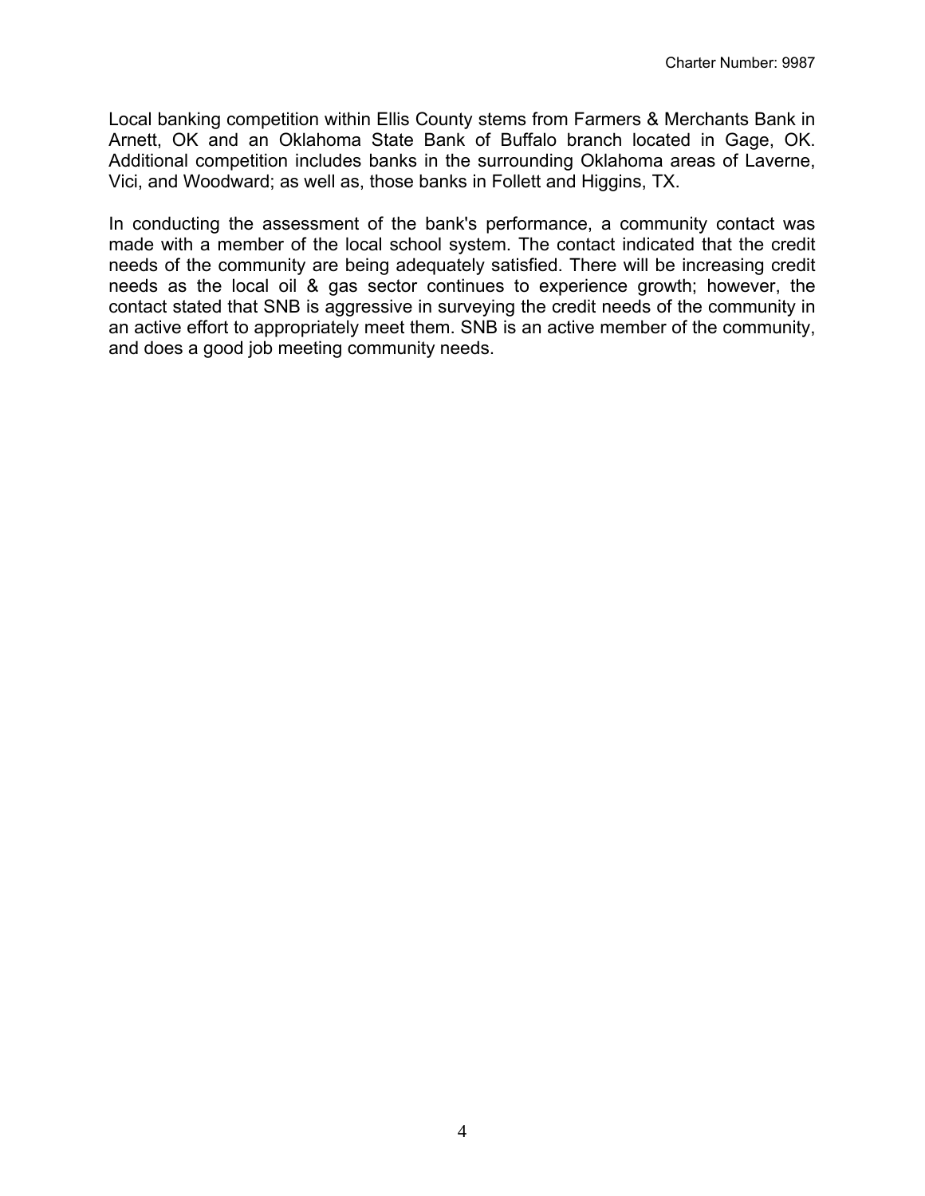Local banking competition within Ellis County stems from Farmers & Merchants Bank in Arnett, OK and an Oklahoma State Bank of Buffalo branch located in Gage, OK. Additional competition includes banks in the surrounding Oklahoma areas of Laverne, Vici, and Woodward; as well as, those banks in Follett and Higgins, TX.

In conducting the assessment of the bank's performance, a community contact was made with a member of the local school system. The contact indicated that the credit needs of the community are being adequately satisfied. There will be increasing credit needs as the local oil & gas sector continues to experience growth; however, the contact stated that SNB is aggressive in surveying the credit needs of the community in an active effort to appropriately meet them. SNB is an active member of the community, and does a good job meeting community needs.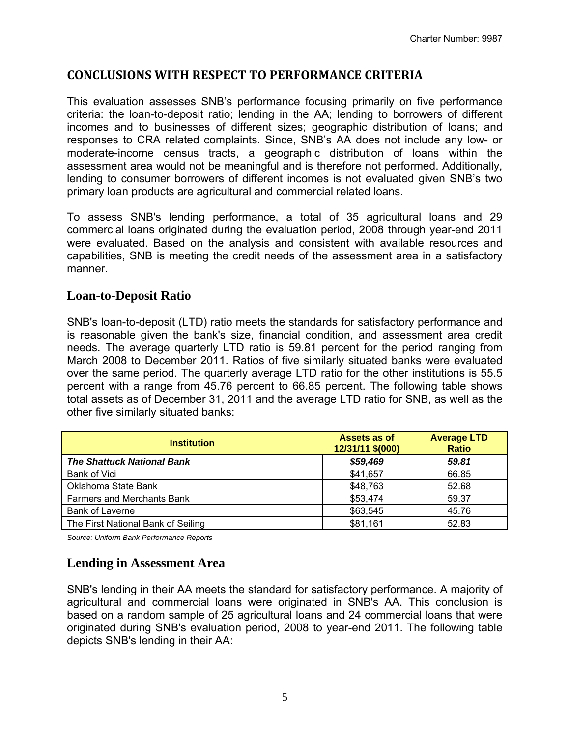## CONCLUSIONS WITH RESPECT TO PERFORMANCE CRITERIA

This evaluation assesses SNB's performance focusing primarily on five performance criteria: the loan-to-deposit ratio; lending in the AA; lending to borrowers of different incomes and to businesses of different sizes; geographic distribution of loans; and responses to CRA related complaints. Since, SNB's AA does not include any low- or moderate-income census tracts, a geographic distribution of loans within the assessment area would not be meaningful and is therefore not performed. Additionally, lending to consumer borrowers of different incomes is not evaluated given SNB's two primary loan products are agricultural and commercial related loans.

To assess SNB's lending performance, a total of 35 agricultural loans and 29 commercial loans originated during the evaluation period, 2008 through year-end 2011 were evaluated. Based on the analysis and consistent with available resources and capabilities, SNB is meeting the credit needs of the assessment area in a satisfactory manner.

### Loan-to-Deposit Ratio

SNB's loan-to-deposit (LTD) ratio meets the standards for satisfactory performance and is reasonable given the bank's size, financial condition, and assessment area credit needs. The average quarterly LTD ratio is 59.81 percent for the period ranging from March 2008 to December 2011. Ratios of five similarly situated banks were evaluated over the same period. The quarterly average LTD ratio for the other institutions is 55.5 percent with a range from 45.76 percent to 66.85 percent. The following table shows total assets as of December 31, 2011 and the average LTD ratio for SNB, as well as the other five similarly situated banks:

| Institution | Assets as of 12/31/11 $(000) | Average LTD Ratio |
|---|---|---|
| ***The Shattuck National Bank*** | ***$59,469*** | ***59.81*** |
| Bank of Vici | $41,657 | 66.85 |
| Oklahoma State Bank | $48,763 | 52.68 |
| Farmers and Merchants Bank | $53,474 | 59.37 |
| Bank of Laverne | $63,545 | 45.76 |
| The First National Bank of Seiling | $81,161 | 52.83 |

*Source: Uniform Bank Performance Reports*

### Lending in Assessment Area

SNB's lending in their AA meets the standard for satisfactory performance. A majority of agricultural and commercial loans were originated in SNB's AA. This conclusion is based on a random sample of 25 agricultural loans and 24 commercial loans that were originated during SNB's evaluation period, 2008 to year-end 2011. The following table depicts SNB's lending in their AA: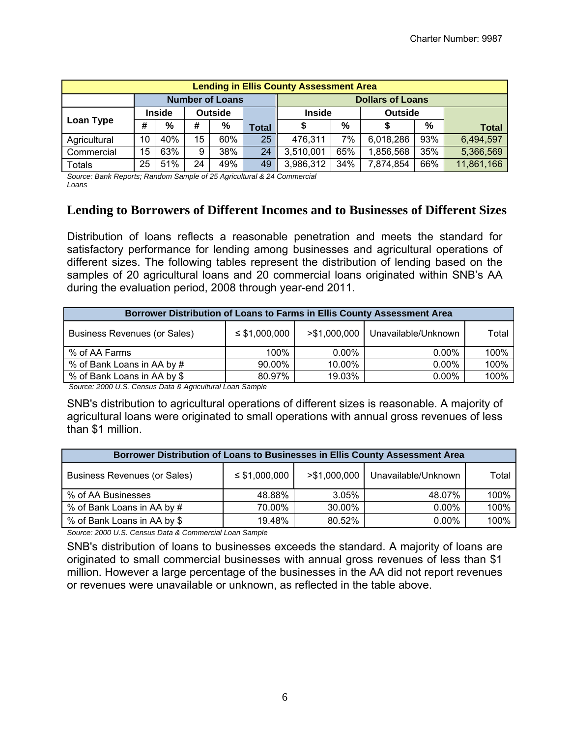| Lending in Ellis County Assessment Area | | | | | | | | | | |
|---|---|---|---|---|---|---|---|---|---|---|
| | Number of Loans | | | | | Dollars of Loans | | | | |
| Loan Type | Inside | | Outside | | Total | Inside | | Outside | | Total |
| | # | % | # | % | | $ | % | $ | % | |
| Agricultural | 10 | 40% | 15 | 60% | 25 | 476,311 | 7% | 6,018,286 | 93% | 6,494,597 |
| Commercial | 15 | 63% | 9 | 38% | 24 | 3,510,001 | 65% | 1,856,568 | 35% | 5,366,569 |
| Totals | 25 | 51% | 24 | 49% | 49 | 3,986,312 | 34% | 7,874,854 | 66% | 11,861,166 |

*Source: Bank Reports; Random Sample of 25 Agricultural & 24 Commercial Loans*

## Lending to Borrowers of Different Incomes and to Businesses of Different Sizes

Distribution of loans reflects a reasonable penetration and meets the standard for satisfactory performance for lending among businesses and agricultural operations of different sizes. The following tables represent the distribution of lending based on the samples of 20 agricultural loans and 20 commercial loans originated within SNB's AA during the evaluation period, 2008 through year-end 2011.

| Borrower Distribution of Loans to Farms in Ellis County Assessment Area | | | | |
|---|---|---|---|---|
| Business Revenues (or Sales) | ≤ $1,000,000 | >$1,000,000 | Unavailable/Unknown | Total |
| % of AA Farms | 100% | 0.00% | 0.00% | 100% |
| % of Bank Loans in AA by # | 90.00% | 10.00% | 0.00% | 100% |
| % of Bank Loans in AA by $ | 80.97% | 19.03% | 0.00% | 100% |

*Source: 2000 U.S. Census Data & Agricultural Loan Sample*

SNB's distribution to agricultural operations of different sizes is reasonable. A majority of agricultural loans were originated to small operations with annual gross revenues of less than $1 million.

| Borrower Distribution of Loans to Businesses in Ellis County Assessment Area | | | | |
|---|---|---|---|---|
| Business Revenues (or Sales) | ≤ $1,000,000 | >$1,000,000 | Unavailable/Unknown | Total |
| % of AA Businesses | 48.88% | 3.05% | 48.07% | 100% |
| % of Bank Loans in AA by # | 70.00% | 30.00% | 0.00% | 100% |
| % of Bank Loans in AA by $ | 19.48% | 80.52% | 0.00% | 100% |

*Source: 2000 U.S. Census Data & Commercial Loan Sample*

SNB's distribution of loans to businesses exceeds the standard. A majority of loans are originated to small commercial businesses with annual gross revenues of less than $1 million. However a large percentage of the businesses in the AA did not report revenues or revenues were unavailable or unknown, as reflected in the table above.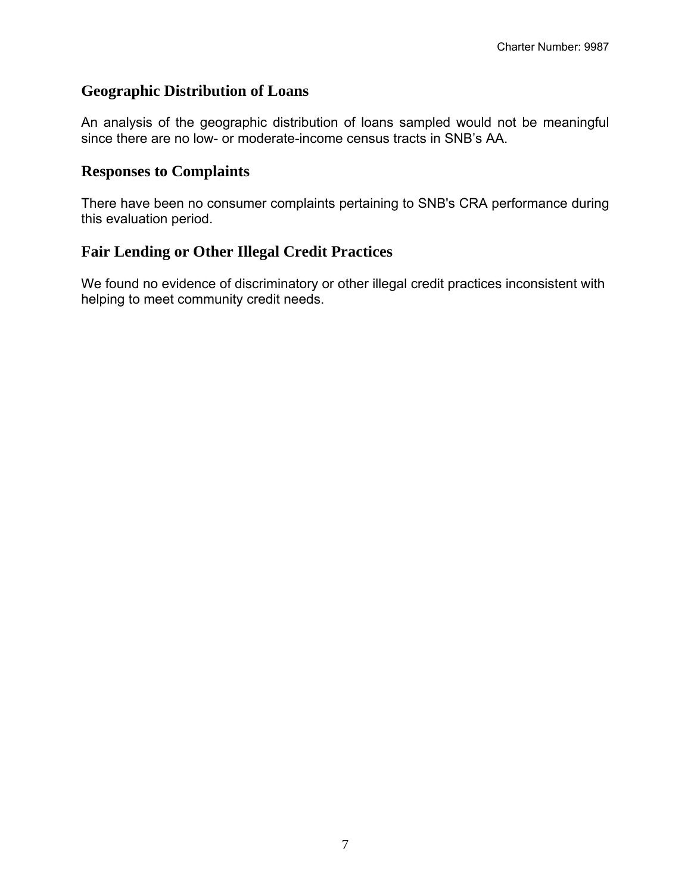## Geographic Distribution of Loans

An analysis of the geographic distribution of loans sampled would not be meaningful since there are no low- or moderate-income census tracts in SNB's AA.

## Responses to Complaints

There have been no consumer complaints pertaining to SNB's CRA performance during this evaluation period.

## Fair Lending or Other Illegal Credit Practices

We found no evidence of discriminatory or other illegal credit practices inconsistent with helping to meet community credit needs.